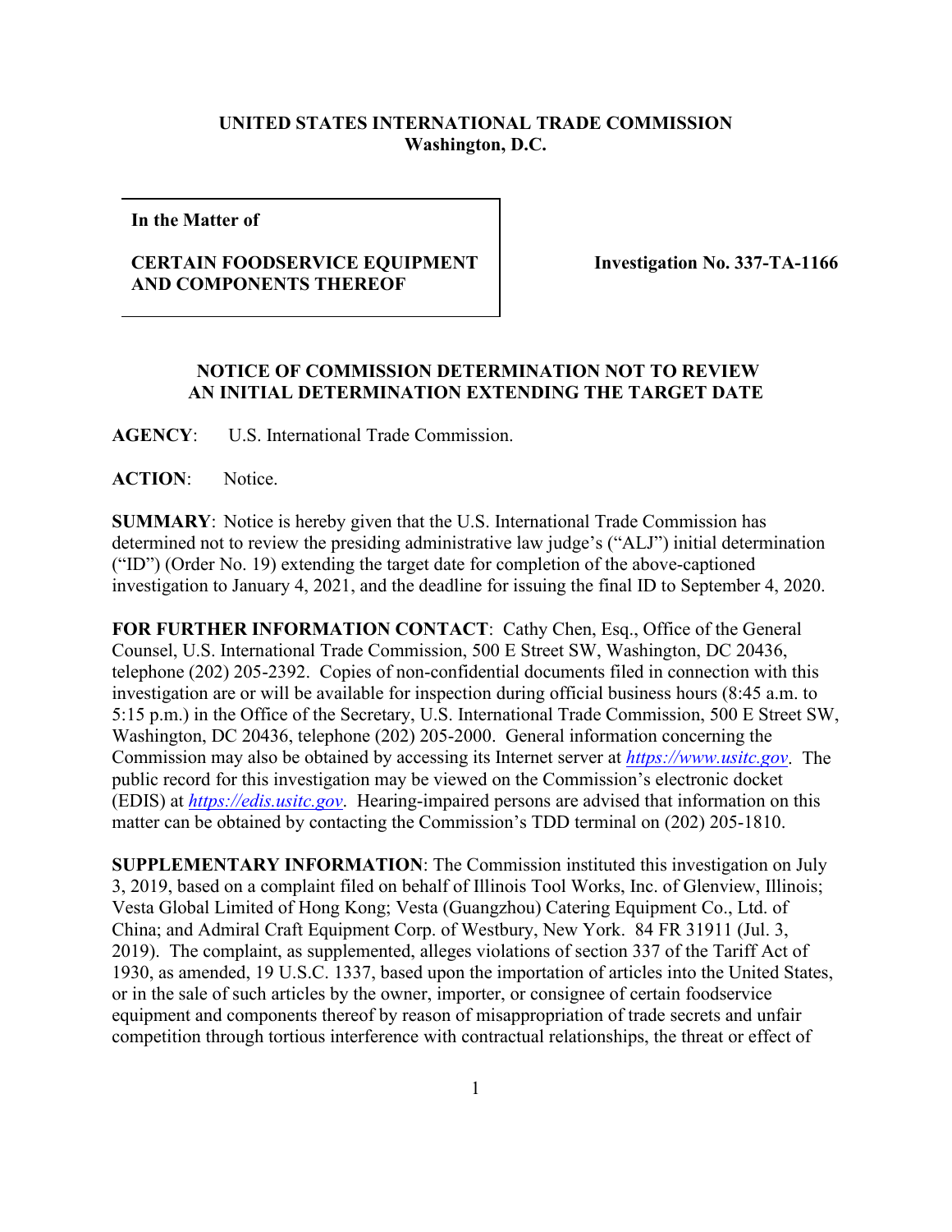**UNITED STATES INTERNATIONAL TRADE COMMISSION**
**Washington, D.C.**

| In the Matter of<br><br>**CERTAIN FOODSERVICE EQUIPMENT AND COMPONENTS THEREOF** | **Investigation No. 337-TA-1166** |
| --- | --- |

**NOTICE OF COMMISSION DETERMINATION NOT TO REVIEW AN INITIAL DETERMINATION EXTENDING THE TARGET DATE**

**AGENCY**: U.S. International Trade Commission.

**ACTION**: Notice.

**SUMMARY**: Notice is hereby given that the U.S. International Trade Commission has determined not to review the presiding administrative law judge's ("ALJ") initial determination ("ID") (Order No. 19) extending the target date for completion of the above-captioned investigation to January 4, 2021, and the deadline for issuing the final ID to September 4, 2020.

**FOR FURTHER INFORMATION CONTACT**: Cathy Chen, Esq., Office of the General Counsel, U.S. International Trade Commission, 500 E Street SW, Washington, DC 20436, telephone (202) 205-2392. Copies of non-confidential documents filed in connection with this investigation are or will be available for inspection during official business hours (8:45 a.m. to 5:15 p.m.) in the Office of the Secretary, U.S. International Trade Commission, 500 E Street SW, Washington, DC 20436, telephone (202) 205-2000. General information concerning the Commission may also be obtained by accessing its Internet server at *https://www.usitc.gov*. The public record for this investigation may be viewed on the Commission's electronic docket (EDIS) at *https://edis.usitc.gov*. Hearing-impaired persons are advised that information on this matter can be obtained by contacting the Commission's TDD terminal on (202) 205-1810.

**SUPPLEMENTARY INFORMATION**: The Commission instituted this investigation on July 3, 2019, based on a complaint filed on behalf of Illinois Tool Works, Inc. of Glenview, Illinois; Vesta Global Limited of Hong Kong; Vesta (Guangzhou) Catering Equipment Co., Ltd. of China; and Admiral Craft Equipment Corp. of Westbury, New York. 84 FR 31911 (Jul. 3, 2019). The complaint, as supplemented, alleges violations of section 337 of the Tariff Act of 1930, as amended, 19 U.S.C. 1337, based upon the importation of articles into the United States, or in the sale of such articles by the owner, importer, or consignee of certain foodservice equipment and components thereof by reason of misappropriation of trade secrets and unfair competition through tortious interference with contractual relationships, the threat or effect of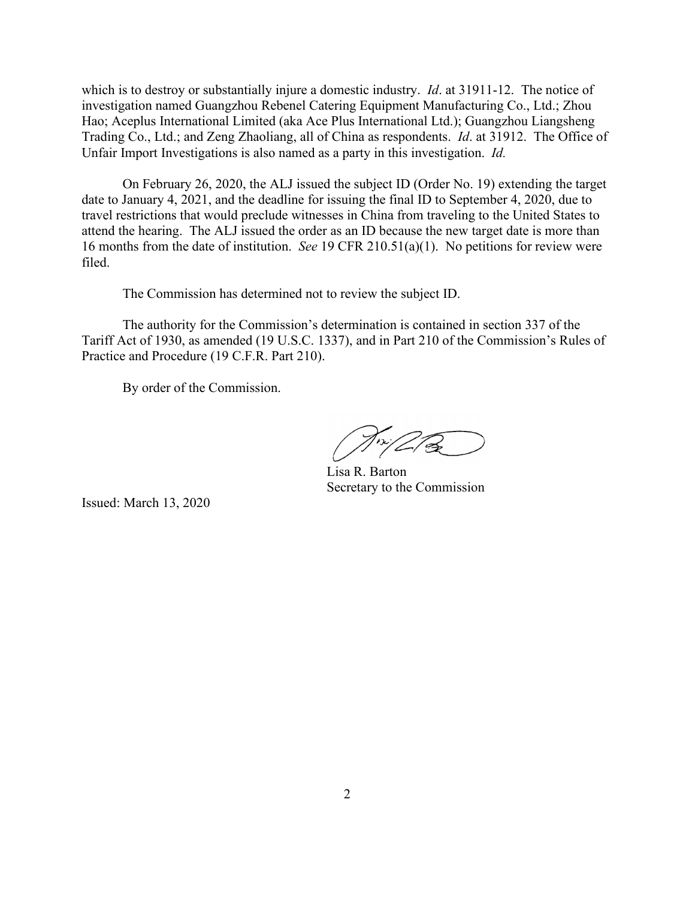which is to destroy or substantially injure a domestic industry. *Id*. at 31911-12. The notice of investigation named Guangzhou Rebenel Catering Equipment Manufacturing Co., Ltd.; Zhou Hao; Aceplus International Limited (aka Ace Plus International Ltd.); Guangzhou Liangsheng Trading Co., Ltd.; and Zeng Zhaoliang, all of China as respondents. *Id*. at 31912. The Office of Unfair Import Investigations is also named as a party in this investigation. *Id.*

On February 26, 2020, the ALJ issued the subject ID (Order No. 19) extending the target date to January 4, 2021, and the deadline for issuing the final ID to September 4, 2020, due to travel restrictions that would preclude witnesses in China from traveling to the United States to attend the hearing. The ALJ issued the order as an ID because the new target date is more than 16 months from the date of institution. *See* 19 CFR 210.51(a)(1). No petitions for review were filed.

The Commission has determined not to review the subject ID.

The authority for the Commission's determination is contained in section 337 of the Tariff Act of 1930, as amended (19 U.S.C. 1337), and in Part 210 of the Commission's Rules of Practice and Procedure (19 C.F.R. Part 210).

By order of the Commission.

Lisa R. Barton
Secretary to the Commission

Issued: March 13, 2020